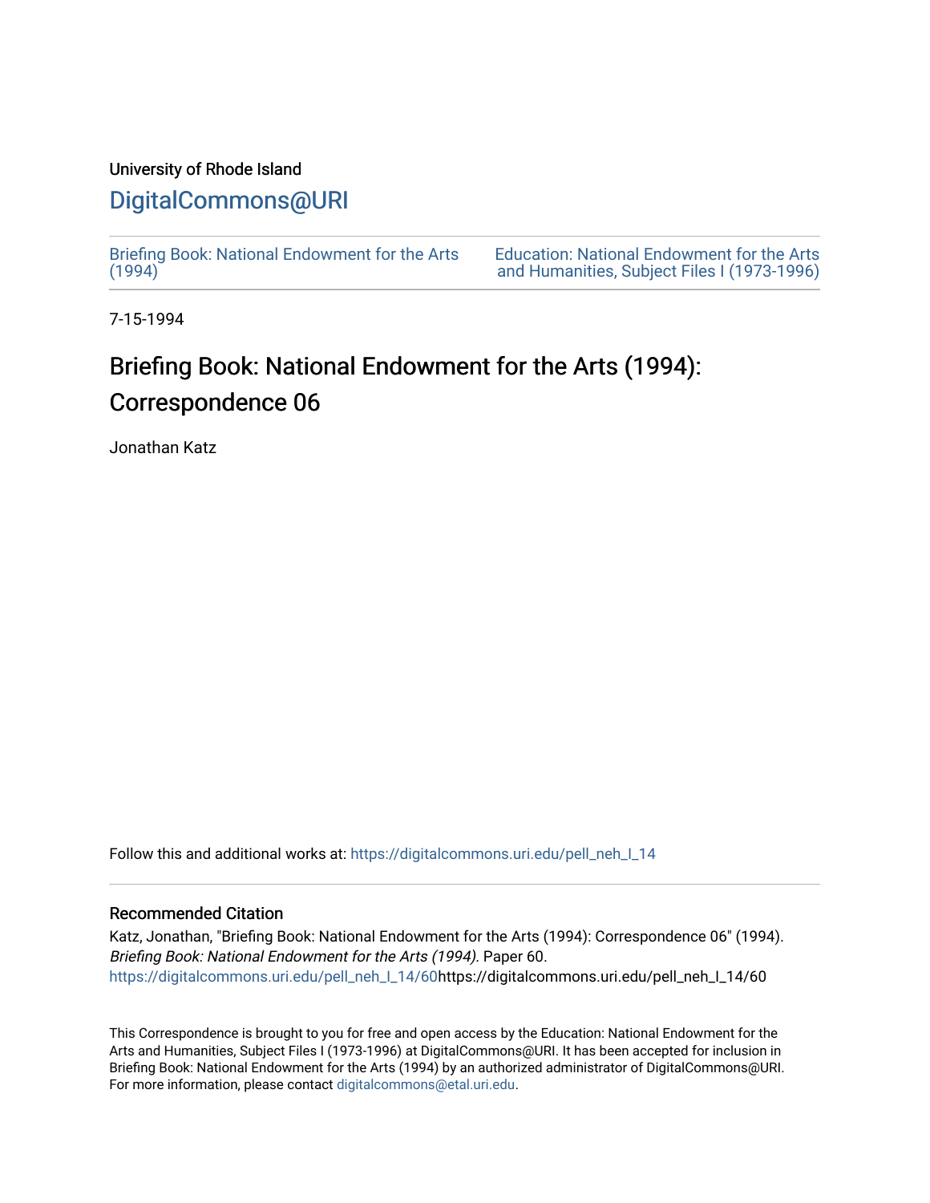University of Rhode Island

# DigitalCommons@URI

Briefing Book: National Endowment for the Arts (1994)

Education: National Endowment for the Arts and Humanities, Subject Files I (1973-1996)

7-15-1994

# Briefing Book: National Endowment for the Arts (1994): Correspondence 06

Jonathan Katz

Follow this and additional works at: https://digitalcommons.uri.edu/pell_neh_I_14

## Recommended Citation

Katz, Jonathan, "Briefing Book: National Endowment for the Arts (1994): Correspondence 06" (1994). *Briefing Book: National Endowment for the Arts (1994).* Paper 60.
https://digitalcommons.uri.edu/pell_neh_I_14/60https://digitalcommons.uri.edu/pell_neh_I_14/60

This Correspondence is brought to you for free and open access by the Education: National Endowment for the Arts and Humanities, Subject Files I (1973-1996) at DigitalCommons@URI. It has been accepted for inclusion in Briefing Book: National Endowment for the Arts (1994) by an authorized administrator of DigitalCommons@URI. For more information, please contact digitalcommons@etal.uri.edu.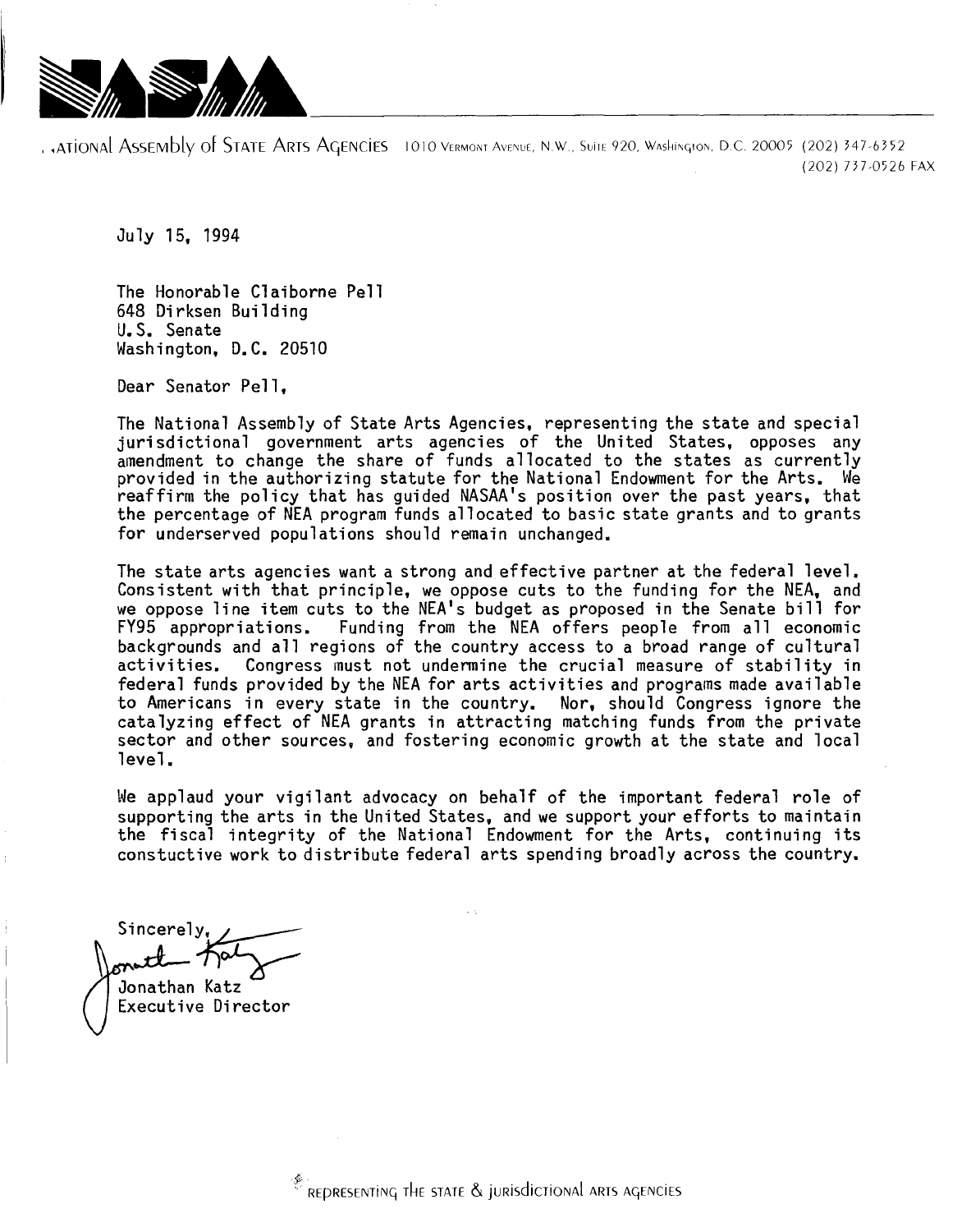NATIONAL ASSEMBLY OF STATE ARTS AGENCIES 1010 VERMONT AVENUE, N.W., SUITE 920, WASHINGTON, D.C. 20005 (202) 347-6352
(202) 737-0526 FAX

July 15, 1994

The Honorable Claiborne Pell
648 Dirksen Building
U.S. Senate
Washington, D.C. 20510

Dear Senator Pell,

The National Assembly of State Arts Agencies, representing the state and special jurisdictional government arts agencies of the United States, opposes any amendment to change the share of funds allocated to the states as currently provided in the authorizing statute for the National Endowment for the Arts. We reaffirm the policy that has guided NASAA's position over the past years, that the percentage of NEA program funds allocated to basic state grants and to grants for underserved populations should remain unchanged.

The state arts agencies want a strong and effective partner at the federal level. Consistent with that principle, we oppose cuts to the funding for the NEA, and we oppose line item cuts to the NEA's budget as proposed in the Senate bill for FY95 appropriations. Funding from the NEA offers people from all economic backgrounds and all regions of the country access to a broad range of cultural activities. Congress must not undermine the crucial measure of stability in federal funds provided by the NEA for arts activities and programs made available to Americans in every state in the country. Nor, should Congress ignore the catalyzing effect of NEA grants in attracting matching funds from the private sector and other sources, and fostering economic growth at the state and local level.

We applaud your vigilant advocacy on behalf of the important federal role of supporting the arts in the United States, and we support your efforts to maintain the fiscal integrity of the National Endowment for the Arts, continuing its constuctive work to distribute federal arts spending broadly across the country.

Sincerely,

Jonathan Katz
Executive Director

REPRESENTING THE STATE & JURISDICTIONAL ARTS AGENCIES